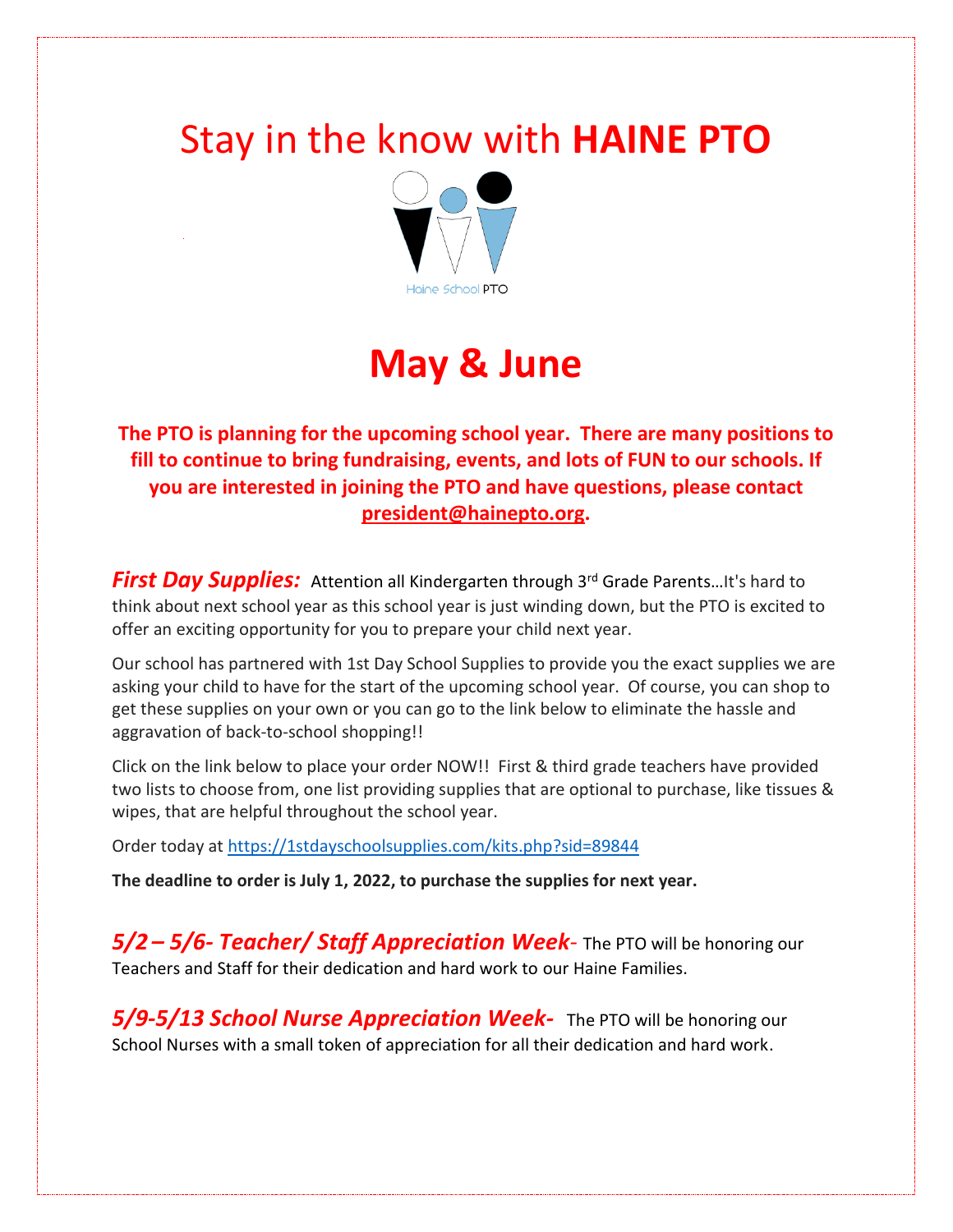# Stay in the know with **HAINE PTO**

Haine School PTO

# May & June

**The PTO is planning for the upcoming school year. There are many positions to fill to continue to bring fundraising, events, and lots of FUN to our schools. If you are interested in joining the PTO and have questions, please contact president@hainepto.org.**

***First Day Supplies:*** Attention all Kindergarten through 3rd Grade Parents…It's hard to think about next school year as this school year is just winding down, but the PTO is excited to offer an exciting opportunity for you to prepare your child next year.

Our school has partnered with 1st Day School Supplies to provide you the exact supplies we are asking your child to have for the start of the upcoming school year. Of course, you can shop to get these supplies on your own or you can go to the link below to eliminate the hassle and aggravation of back-to-school shopping!!

Click on the link below to place your order NOW!! First & third grade teachers have provided two lists to choose from, one list providing supplies that are optional to purchase, like tissues & wipes, that are helpful throughout the school year.

Order today at https://1stdayschoolsupplies.com/kits.php?sid=89844

**The deadline to order is July 1, 2022, to purchase the supplies for next year.**

***5/2 – 5/6- Teacher/ Staff Appreciation Week***- The PTO will be honoring our Teachers and Staff for their dedication and hard work to our Haine Families.

***5/9-5/13 School Nurse Appreciation Week-*** The PTO will be honoring our School Nurses with a small token of appreciation for all their dedication and hard work.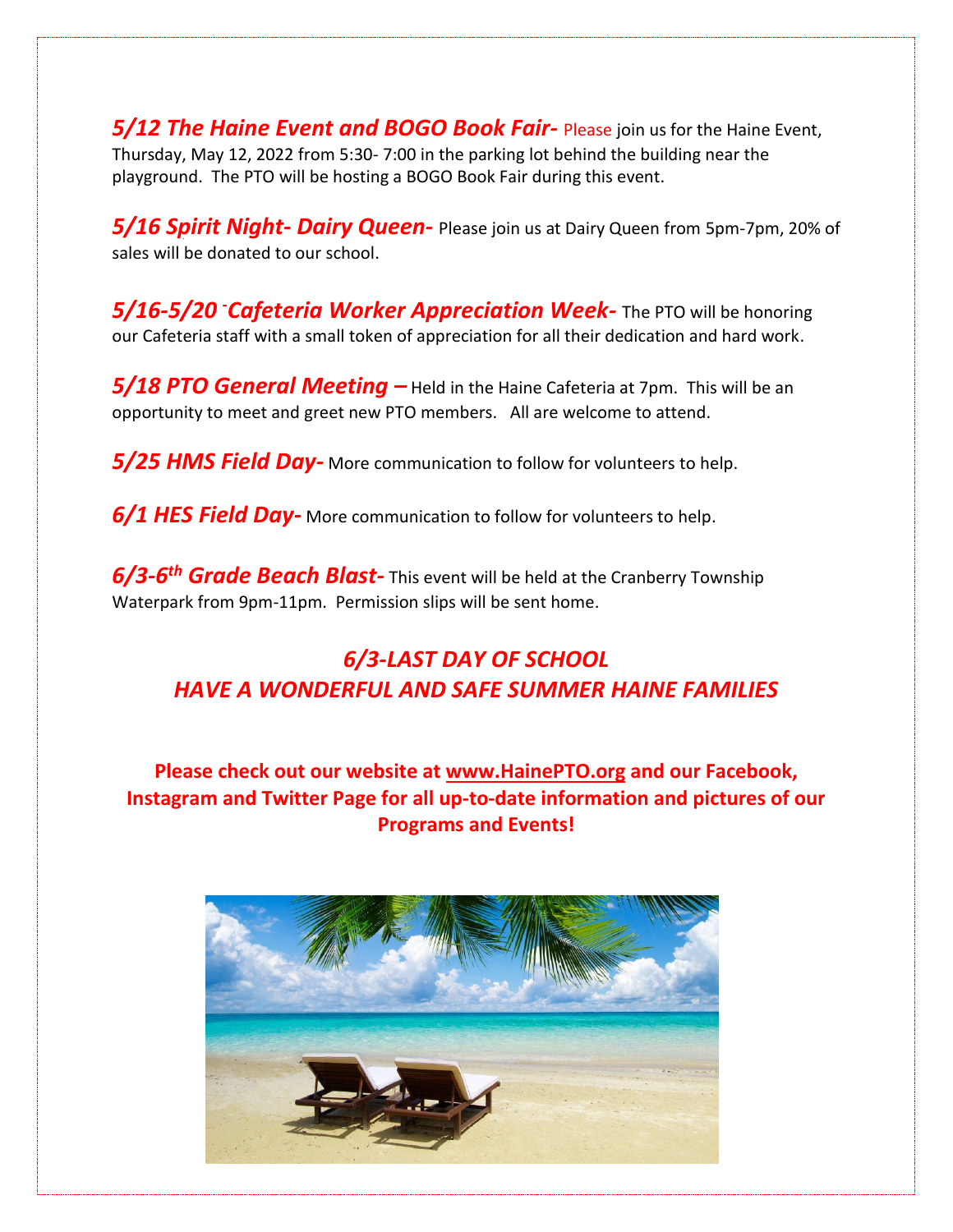***5/12 The Haine Event and BOGO Book Fair-*** Please join us for the Haine Event, Thursday, May 12, 2022 from 5:30- 7:00 in the parking lot behind the building near the playground. The PTO will be hosting a BOGO Book Fair during this event.

***5/16 Spirit Night- Dairy Queen-*** Please join us at Dairy Queen from 5pm-7pm, 20% of sales will be donated to our school.

***5/16-5/20 -Cafeteria Worker Appreciation Week-*** The PTO will be honoring our Cafeteria staff with a small token of appreciation for all their dedication and hard work.

***5/18 PTO General Meeting –*** Held in the Haine Cafeteria at 7pm. This will be an opportunity to meet and greet new PTO members. All are welcome to attend.

***5/25 HMS Field Day-*** More communication to follow for volunteers to help.

***6/1 HES Field Day-*** More communication to follow for volunteers to help.

***6/3-6th Grade Beach Blast-*** This event will be held at the Cranberry Township Waterpark from 9pm-11pm. Permission slips will be sent home.

*6/3-LAST DAY OF SCHOOL*
*HAVE A WONDERFUL AND SAFE SUMMER HAINE FAMILIES*

**Please check out our website at www.HainePTO.org and our Facebook, Instagram and Twitter Page for all up-to-date information and pictures of our Programs and Events!**